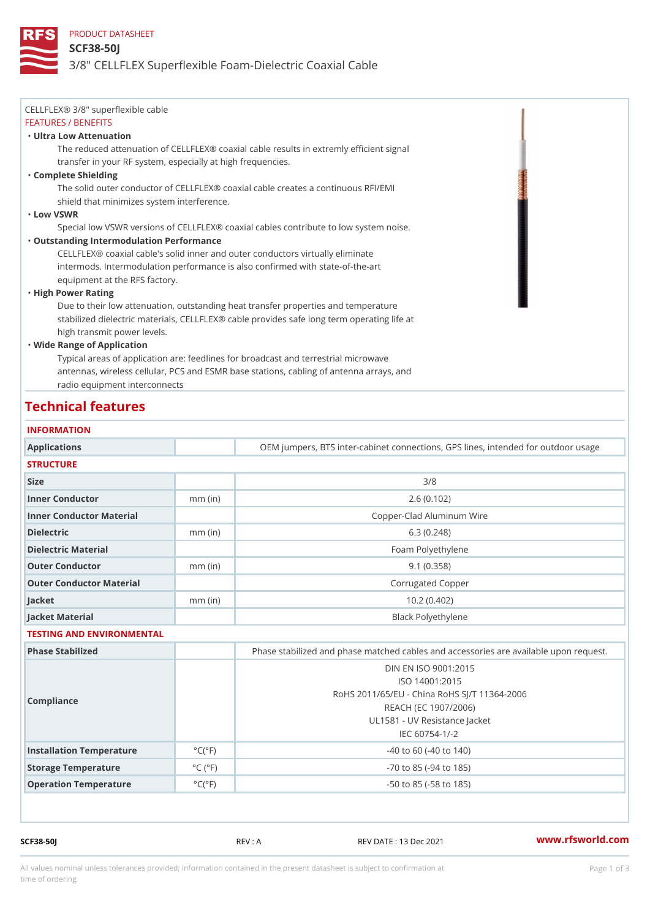PRODUCT DATASHEET

# SCF38-50J

## 3/8" CELLFLEX Superflexible Foam-Dielectric Coaxial Cable

CELLFLEX® 3/8" superflexible cable

FEATURES / BENEFITS

- **Ultra Low Attenuation**
  The reduced attenuation of CELLFLEX® coaxial cable results in extremly efficient signal transfer in your RF system, especially at high frequencies.
- **Complete Shielding**
  The solid outer conductor of CELLFLEX® coaxial cable creates a continuous RFI/EMI shield that minimizes system interference.
- **Low VSWR**
  Special low VSWR versions of CELLFLEX® coaxial cables contribute to low system noise.
- **Outstanding Intermodulation Performance**
  CELLFLEX® coaxial cable's solid inner and outer conductors virtually eliminate intermods. Intermodulation performance is also confirmed with state-of-the-art equipment at the RFS factory.
- **High Power Rating**
  Due to their low attenuation, outstanding heat transfer properties and temperature stabilized dielectric materials, CELLFLEX® cable provides safe long term operating life at high transmit power levels.
- **Wide Range of Application**
  Typical areas of application are: feedlines for broadcast and terrestrial microwave antennas, wireless cellular, PCS and ESMR base stations, cabling of antenna arrays, and radio equipment interconnects

## Technical features

### INFORMATION

| | | |
|---|---|---|
| Applications | | OEM jumpers, BTS inter-cabinet connections, GPS lines, intended for outdoor usage |

### STRUCTURE

| | | |
|---|---|---|
| Size | | 3/8 |
| Inner Conductor | mm (in) | 2.6 (0.102) |
| Inner Conductor Material | | Copper-Clad Aluminum Wire |
| Dielectric | mm (in) | 6.3 (0.248) |
| Dielectric Material | | Foam Polyethylene |
| Outer Conductor | mm (in) | 9.1 (0.358) |
| Outer Conductor Material | | Corrugated Copper |
| Jacket | mm (in) | 10.2 (0.402) |
| Jacket Material | | Black Polyethylene |

### TESTING AND ENVIRONMENTAL

| | | |
|---|---|---|
| Phase Stabilized | | Phase stabilized and phase matched cables and accessories are available upon request. |
| Compliance | | DIN EN ISO 9001:2015<br>ISO 14001:2015<br>RoHS 2011/65/EU - China RoHS SJ/T 11364-2006<br>REACH (EC 1907/2006)<br>UL1581 - UV Resistance Jacket<br>IEC 60754-1/-2 |
| Installation Temperature | °C(°F) | -40 to 60 (-40 to 140) |
| Storage Temperature | °C (°F) | -70 to 85 (-94 to 185) |
| Operation Temperature | °C(°F) | -50 to 85 (-58 to 185) |

SCF38-50J REV : A REV DATE : 13 Dec 2021 www.rfsworld.com

All values nominal unless tolerances provided; information contained in the present datasheet is subject to confirmation at time of ordering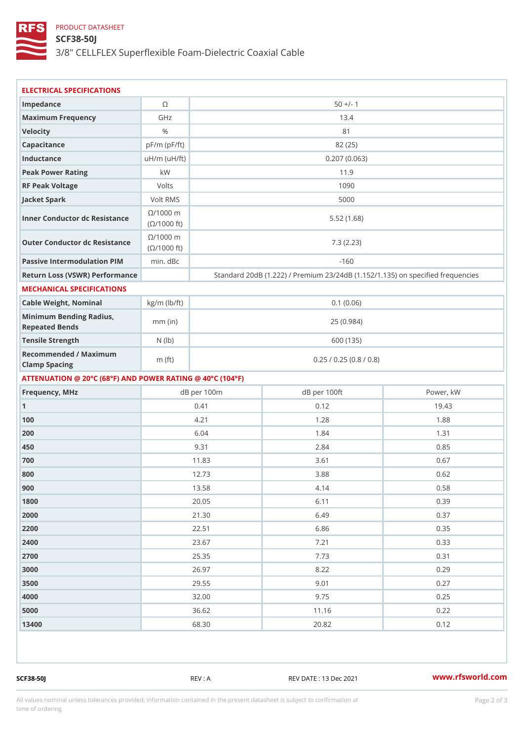PRODUCT DATASHEET

# SCF38-50J

3/8" CELLFLEX Superflexible Foam-Dielectric Coaxial Cable

## ELECTRICAL SPECIFICATIONS

| Parameter | Unit | Value |
|---|---|---|
| Impedance | Ω | 50 +/- 1 |
| Maximum Frequency | GHz | 13.4 |
| Velocity | % | 81 |
| Capacitance | pF/m (pF/ft) | 82 (25) |
| Inductance | uH/m (uH/ft) | 0.207 (0.063) |
| Peak Power Rating | kW | 11.9 |
| RF Peak Voltage | Volts | 1090 |
| Jacket Spark | Volt RMS | 5000 |
| Inner Conductor dc Resistance | Ω/1000 m (Ω/1000 ft) | 5.52 (1.68) |
| Outer Conductor dc Resistance | Ω/1000 m (Ω/1000 ft) | 7.3 (2.23) |
| Passive Intermodulation PIM | min. dBc | -160 |
| Return Loss (VSWR) Performance | | Standard 20dB (1.222) / Premium 23/24dB (1.152/1.135) on specified frequencies |

## MECHANICAL SPECIFICATIONS

| Parameter | Unit | Value |
|---|---|---|
| Cable Weight, Nominal | kg/m (lb/ft) | 0.1 (0.06) |
| Minimum Bending Radius, Repeated Bends | mm (in) | 25 (0.984) |
| Tensile Strength | N (lb) | 600 (135) |
| Recommended / Maximum Clamp Spacing | m (ft) | 0.25 / 0.25 (0.8 / 0.8) |

## ATTENUATION @ 20°C (68°F) AND POWER RATING @ 40°C (104°F)

| Frequency, MHz | dB per 100m | dB per 100ft | Power, kW |
|---|---|---|---|
| 1 | 0.41 | 0.12 | 19.43 |
| 100 | 4.21 | 1.28 | 1.88 |
| 200 | 6.04 | 1.84 | 1.31 |
| 450 | 9.31 | 2.84 | 0.85 |
| 700 | 11.83 | 3.61 | 0.67 |
| 800 | 12.73 | 3.88 | 0.62 |
| 900 | 13.58 | 4.14 | 0.58 |
| 1800 | 20.05 | 6.11 | 0.39 |
| 2000 | 21.30 | 6.49 | 0.37 |
| 2200 | 22.51 | 6.86 | 0.35 |
| 2400 | 23.67 | 7.21 | 0.33 |
| 2700 | 25.35 | 7.73 | 0.31 |
| 3000 | 26.97 | 8.22 | 0.29 |
| 3500 | 29.55 | 9.01 | 0.27 |
| 4000 | 32.00 | 9.75 | 0.25 |
| 5000 | 36.62 | 11.16 | 0.22 |
| 13400 | 68.30 | 20.82 | 0.12 |

SCF38-50J REV : A REV DATE : 13 Dec 2021 www.rfsworld.com

All values nominal unless tolerances provided; information contained in the present datasheet is subject to confirmation at time of ordering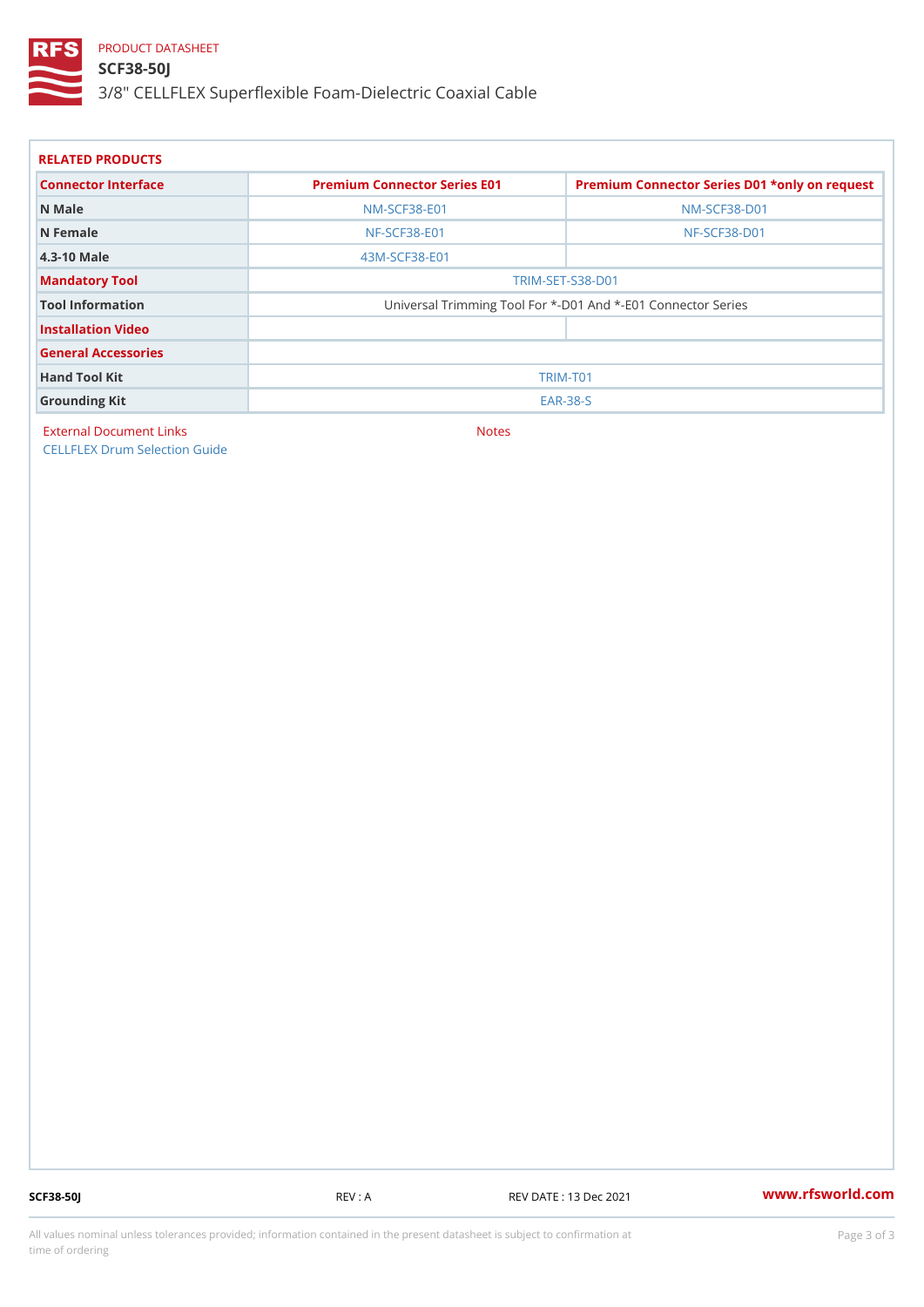PRODUCT DATASHEET

# SCF38-50J

3/8" CELLFLEX Superflexible Foam-Dielectric Coaxial Cable

## RELATED PRODUCTS

| Connector Interface | Premium Connector Series E01 | Premium Connector Series D01 *only on request |
|---|---|---|
| N Male | NM-SCF38-E01 | NM-SCF38-D01 |
| N Female | NF-SCF38-E01 | NF-SCF38-D01 |
| 4.3-10 Male | 43M-SCF38-E01 | |
| Mandatory Tool | TRIM-SET-S38-D01 | |
| Tool Information | Universal Trimming Tool For *-D01 And *-E01 Connector Series | |
| Installation Video | | |
| General Accessories | | |
| Hand Tool Kit | TRIM-T01 | |
| Grounding Kit | EAR-38-S | |

External Document Links

CELLFLEX Drum Selection Guide

Notes

SCF38-50J REV : A REV DATE : 13 Dec 2021 www.rfsworld.com

All values nominal unless tolerances provided; information contained in the present datasheet is subject to confirmation at time of ordering